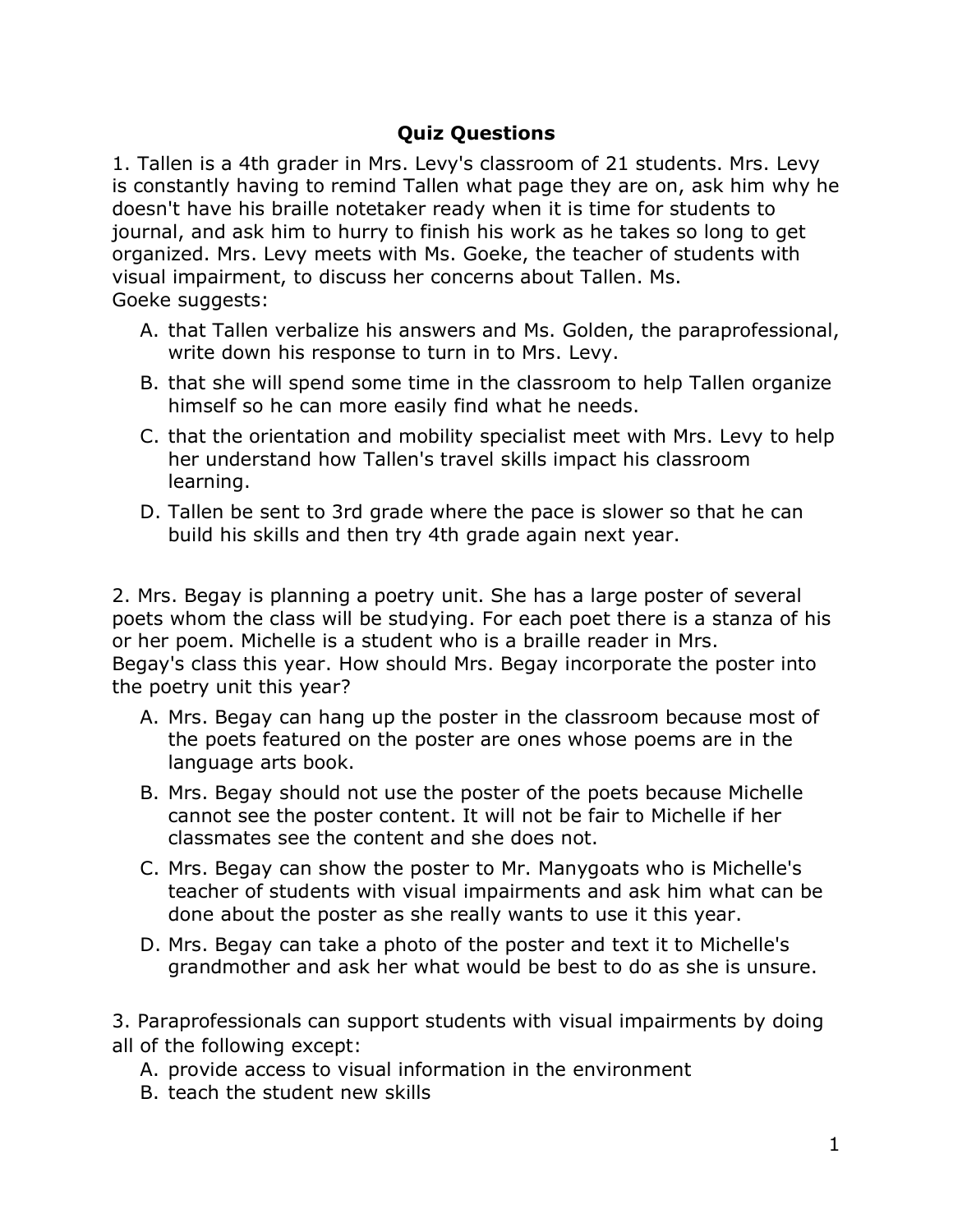## Quiz Questions

1. Tallen is a 4th grader in Mrs. Levy's classroom of 21 students. Mrs. Levy is constantly having to remind Tallen what page they are on, ask him why he doesn't have his braille notetaker ready when it is time for students to journal, and ask him to hurry to finish his work as he takes so long to get organized. Mrs. Levy meets with Ms. Goeke, the teacher of students with visual impairment, to discuss her concerns about Tallen. Ms. Goeke suggests:

   A. that Tallen verbalize his answers and Ms. Golden, the paraprofessional, write down his response to turn in to Mrs. Levy.

   B. that she will spend some time in the classroom to help Tallen organize himself so he can more easily find what he needs.

   C. that the orientation and mobility specialist meet with Mrs. Levy to help her understand how Tallen's travel skills impact his classroom learning.

   D. Tallen be sent to 3rd grade where the pace is slower so that he can build his skills and then try 4th grade again next year.

2. Mrs. Begay is planning a poetry unit. She has a large poster of several poets whom the class will be studying. For each poet there is a stanza of his or her poem. Michelle is a student who is a braille reader in Mrs. Begay's class this year. How should Mrs. Begay incorporate the poster into the poetry unit this year?

   A. Mrs. Begay can hang up the poster in the classroom because most of the poets featured on the poster are ones whose poems are in the language arts book.

   B. Mrs. Begay should not use the poster of the poets because Michelle cannot see the poster content. It will not be fair to Michelle if her classmates see the content and she does not.

   C. Mrs. Begay can show the poster to Mr. Manygoats who is Michelle's teacher of students with visual impairments and ask him what can be done about the poster as she really wants to use it this year.

   D. Mrs. Begay can take a photo of the poster and text it to Michelle's grandmother and ask her what would be best to do as she is unsure.

3. Paraprofessionals can support students with visual impairments by doing all of the following except:

   A. provide access to visual information in the environment

   B. teach the student new skills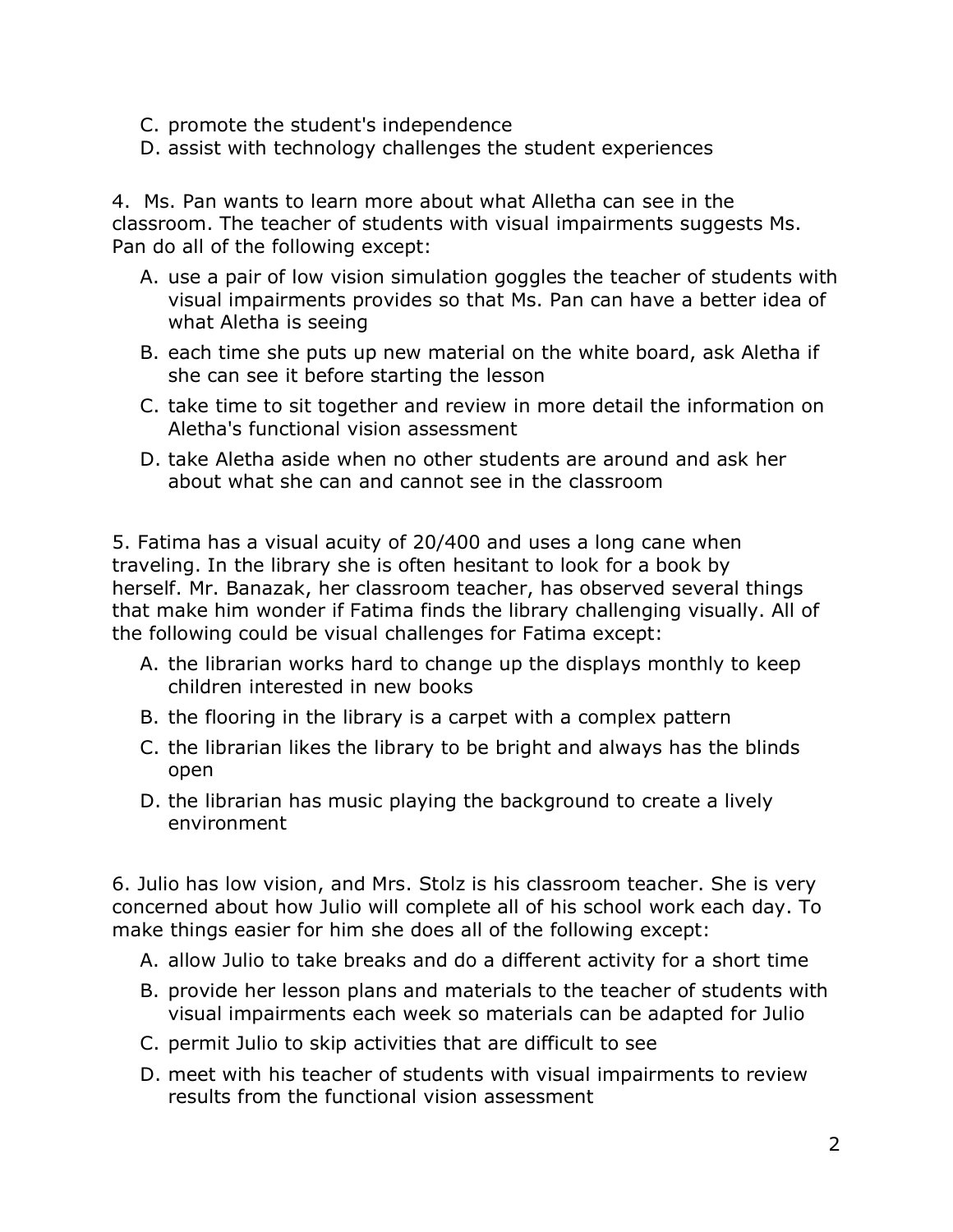C. promote the student's independence
D. assist with technology challenges the student experiences

4. Ms. Pan wants to learn more about what Alletha can see in the classroom. The teacher of students with visual impairments suggests Ms. Pan do all of the following except:

A. use a pair of low vision simulation goggles the teacher of students with visual impairments provides so that Ms. Pan can have a better idea of what Aletha is seeing
B. each time she puts up new material on the white board, ask Aletha if she can see it before starting the lesson
C. take time to sit together and review in more detail the information on Aletha's functional vision assessment
D. take Aletha aside when no other students are around and ask her about what she can and cannot see in the classroom

5. Fatima has a visual acuity of 20/400 and uses a long cane when traveling. In the library she is often hesitant to look for a book by herself. Mr. Banazak, her classroom teacher, has observed several things that make him wonder if Fatima finds the library challenging visually. All of the following could be visual challenges for Fatima except:

A. the librarian works hard to change up the displays monthly to keep children interested in new books
B. the flooring in the library is a carpet with a complex pattern
C. the librarian likes the library to be bright and always has the blinds open
D. the librarian has music playing the background to create a lively environment

6. Julio has low vision, and Mrs. Stolz is his classroom teacher. She is very concerned about how Julio will complete all of his school work each day. To make things easier for him she does all of the following except:

A. allow Julio to take breaks and do a different activity for a short time
B. provide her lesson plans and materials to the teacher of students with visual impairments each week so materials can be adapted for Julio
C. permit Julio to skip activities that are difficult to see
D. meet with his teacher of students with visual impairments to review results from the functional vision assessment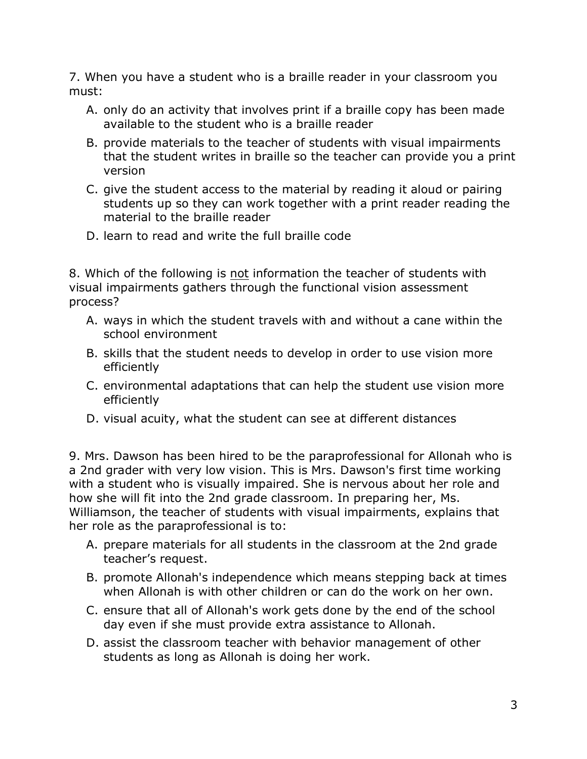7. When you have a student who is a braille reader in your classroom you must:

A. only do an activity that involves print if a braille copy has been made available to the student who is a braille reader

B. provide materials to the teacher of students with visual impairments that the student writes in braille so the teacher can provide you a print version

C. give the student access to the material by reading it aloud or pairing students up so they can work together with a print reader reading the material to the braille reader

D. learn to read and write the full braille code

8. Which of the following is <u>not</u> information the teacher of students with visual impairments gathers through the functional vision assessment process?

A. ways in which the student travels with and without a cane within the school environment

B. skills that the student needs to develop in order to use vision more efficiently

C. environmental adaptations that can help the student use vision more efficiently

D. visual acuity, what the student can see at different distances

9. Mrs. Dawson has been hired to be the paraprofessional for Allonah who is a 2nd grader with very low vision. This is Mrs. Dawson's first time working with a student who is visually impaired. She is nervous about her role and how she will fit into the 2nd grade classroom. In preparing her, Ms. Williamson, the teacher of students with visual impairments, explains that her role as the paraprofessional is to:

A. prepare materials for all students in the classroom at the 2nd grade teacher's request.

B. promote Allonah's independence which means stepping back at times when Allonah is with other children or can do the work on her own.

C. ensure that all of Allonah's work gets done by the end of the school day even if she must provide extra assistance to Allonah.

D. assist the classroom teacher with behavior management of other students as long as Allonah is doing her work.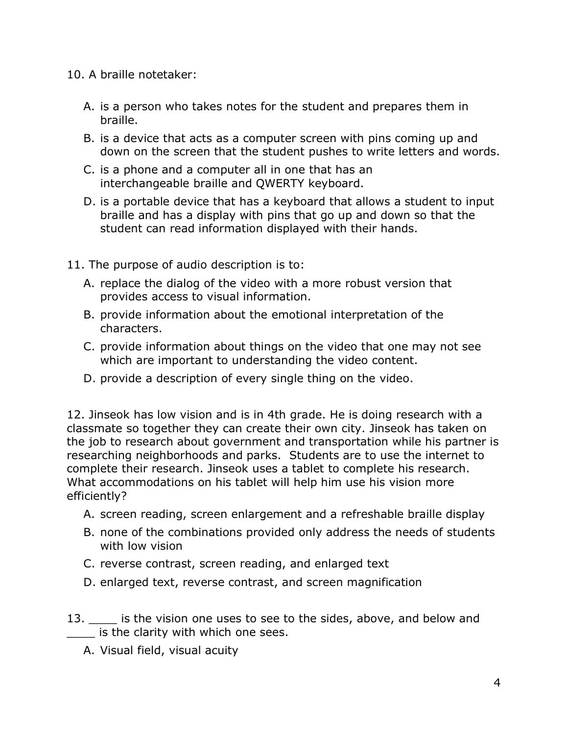10. A braille notetaker:

   A. is a person who takes notes for the student and prepares them in braille.
   B. is a device that acts as a computer screen with pins coming up and down on the screen that the student pushes to write letters and words.
   C. is a phone and a computer all in one that has an interchangeable braille and QWERTY keyboard.
   D. is a portable device that has a keyboard that allows a student to input braille and has a display with pins that go up and down so that the student can read information displayed with their hands.

11. The purpose of audio description is to:

   A. replace the dialog of the video with a more robust version that provides access to visual information.
   B. provide information about the emotional interpretation of the characters.
   C. provide information about things on the video that one may not see which are important to understanding the video content.
   D. provide a description of every single thing on the video.

12. Jinseok has low vision and is in 4th grade. He is doing research with a classmate so together they can create their own city. Jinseok has taken on the job to research about government and transportation while his partner is researching neighborhoods and parks. Students are to use the internet to complete their research. Jinseok uses a tablet to complete his research. What accommodations on his tablet will help him use his vision more efficiently?

   A. screen reading, screen enlargement and a refreshable braille display
   B. none of the combinations provided only address the needs of students with low vision
   C. reverse contrast, screen reading, and enlarged text
   D. enlarged text, reverse contrast, and screen magnification

13. ____ is the vision one uses to see to the sides, above, and below and ____ is the clarity with which one sees.

   A. Visual field, visual acuity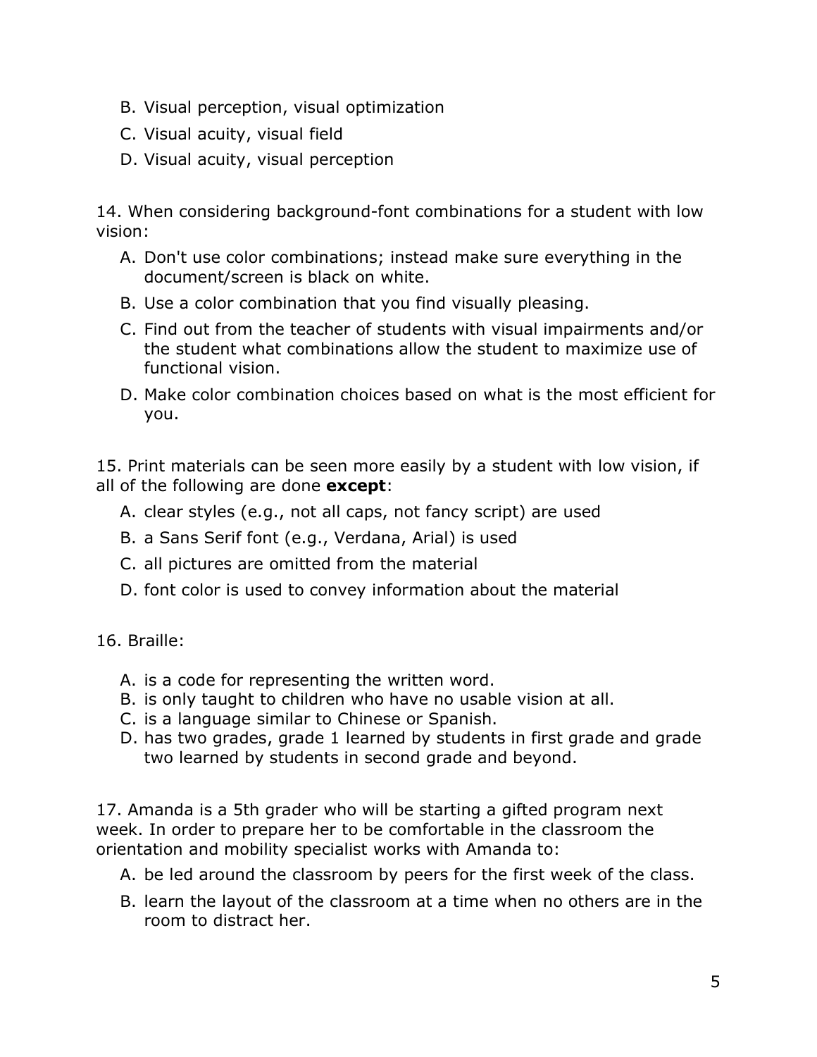B. Visual perception, visual optimization
C. Visual acuity, visual field
D. Visual acuity, visual perception

14. When considering background-font combinations for a student with low vision:

A. Don't use color combinations; instead make sure everything in the document/screen is black on white.
B. Use a color combination that you find visually pleasing.
C. Find out from the teacher of students with visual impairments and/or the student what combinations allow the student to maximize use of functional vision.
D. Make color combination choices based on what is the most efficient for you.

15. Print materials can be seen more easily by a student with low vision, if all of the following are done **except**:

A. clear styles (e.g., not all caps, not fancy script) are used
B. a Sans Serif font (e.g., Verdana, Arial) is used
C. all pictures are omitted from the material
D. font color is used to convey information about the material

16. Braille:

A. is a code for representing the written word.
B. is only taught to children who have no usable vision at all.
C. is a language similar to Chinese or Spanish.
D. has two grades, grade 1 learned by students in first grade and grade two learned by students in second grade and beyond.

17. Amanda is a 5th grader who will be starting a gifted program next week. In order to prepare her to be comfortable in the classroom the orientation and mobility specialist works with Amanda to:

A. be led around the classroom by peers for the first week of the class.
B. learn the layout of the classroom at a time when no others are in the room to distract her.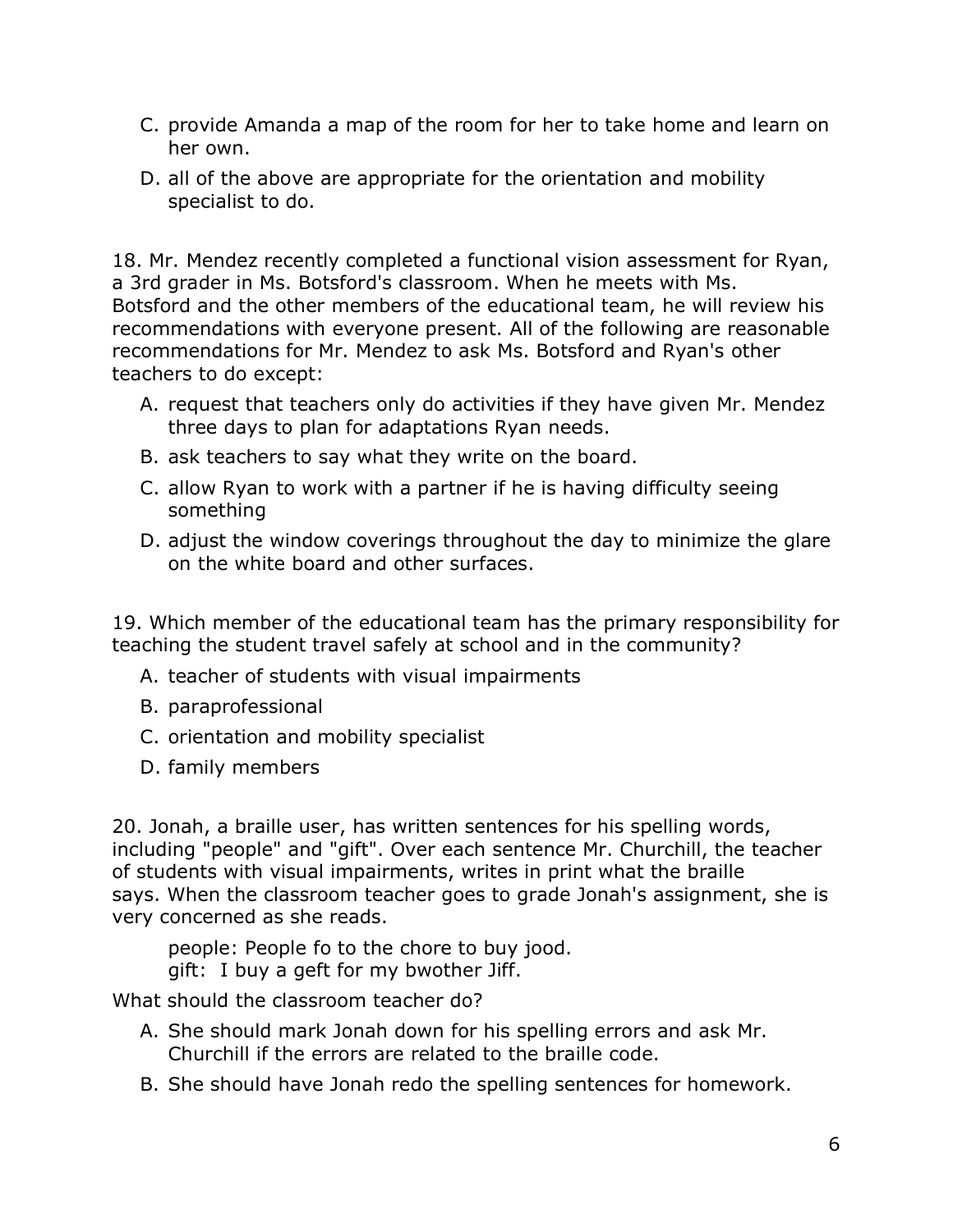C. provide Amanda a map of the room for her to take home and learn on her own.

D. all of the above are appropriate for the orientation and mobility specialist to do.

18. Mr. Mendez recently completed a functional vision assessment for Ryan, a 3rd grader in Ms. Botsford's classroom. When he meets with Ms. Botsford and the other members of the educational team, he will review his recommendations with everyone present. All of the following are reasonable recommendations for Mr. Mendez to ask Ms. Botsford and Ryan's other teachers to do except:

A. request that teachers only do activities if they have given Mr. Mendez three days to plan for adaptations Ryan needs.

B. ask teachers to say what they write on the board.

C. allow Ryan to work with a partner if he is having difficulty seeing something

D. adjust the window coverings throughout the day to minimize the glare on the white board and other surfaces.

19. Which member of the educational team has the primary responsibility for teaching the student travel safely at school and in the community?

A. teacher of students with visual impairments

B. paraprofessional

C. orientation and mobility specialist

D. family members

20. Jonah, a braille user, has written sentences for his spelling words, including "people" and "gift". Over each sentence Mr. Churchill, the teacher of students with visual impairments, writes in print what the braille says. When the classroom teacher goes to grade Jonah's assignment, she is very concerned as she reads.

> people: People fo to the chore to buy jood.
> gift: I buy a geft for my bwother Jiff.

What should the classroom teacher do?

A. She should mark Jonah down for his spelling errors and ask Mr. Churchill if the errors are related to the braille code.

B. She should have Jonah redo the spelling sentences for homework.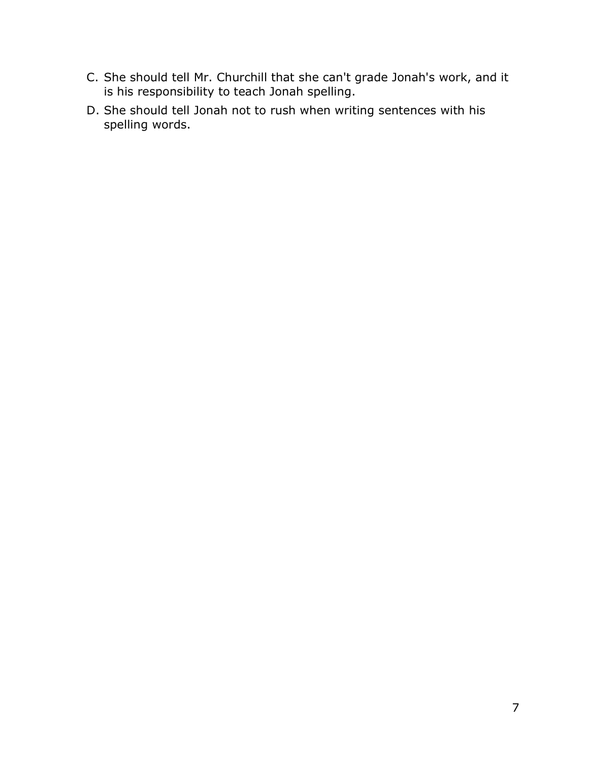C. She should tell Mr. Churchill that she can't grade Jonah's work, and it is his responsibility to teach Jonah spelling.

D. She should tell Jonah not to rush when writing sentences with his spelling words.